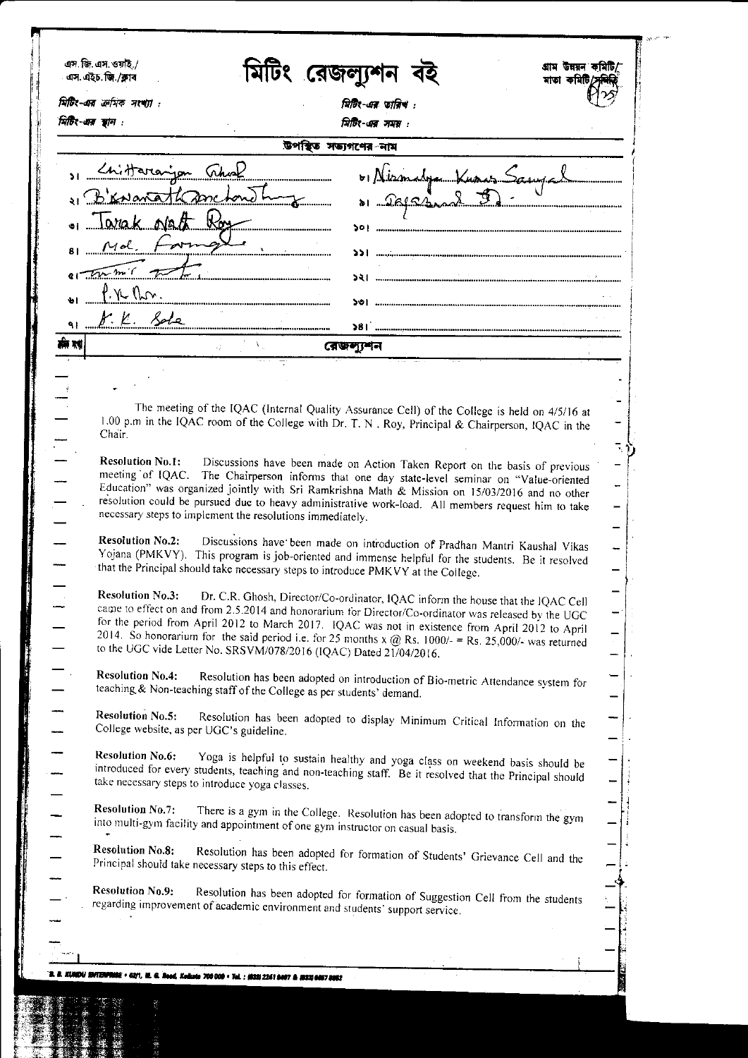এস. জি. এস. ওয়াই./ এস. এইচ. জি./ক্লাব

# মিটিং রেজল্যুশন বই

গ্রাম উন্নয়ন কমিটি/ মাতা কমিটি/সমিতি

মিটিং-এর ক্রমিক সংখ্যা :

মিটিং-এর তারিখ :

মিটিং-এর স্থান :

মিটিং-এর সময় :

উপস্থিত সভ্যগণের নাম

| | |
|---|---|
| ১। Chittaranjan Ghosh | ৮। Nirmalya Kumar Sanyal |
| ২। Biswanath Panchadhury | ৯। Debashis ... |
| ৩। Tarak Nath Roy | ১০। |
| ৪। Md. Faruque | ১১। |
| ৫। ... | ১২। |
| ৬। P. K. Dhar | ১৩। |
| ৭। K. K. Saha | ১৪। |

ক্রমিক সংখ্যা | রেজল্যুশন

The meeting of the IQAC (Internal Quality Assurance Cell) of the College is held on 4/5/16 at 1.00 p.m in the IQAC room of the College with Dr. T. N . Roy, Principal & Chairperson, IQAC in the Chair.

**Resolution No.1:** Discussions have been made on Action Taken Report on the basis of previous meeting of IQAC. The Chairperson informs that one day state-level seminar on "Value-oriented Education" was organized jointly with Sri Ramkrishna Math & Mission on 15/03/2016 and no other resolution could be pursued due to heavy administrative work-load. All members request him to take necessary steps to implement the resolutions immediately.

**Resolution No.2:** Discussions have been made on introduction of Pradhan Mantri Kaushal Vikas Yojana (PMKVY). This program is job-oriented and immense helpful for the students. Be it resolved that the Principal should take necessary steps to introduce PMKVY at the College.

**Resolution No.3:** Dr. C.R. Ghosh, Director/Co-ordinator, IQAC inform the house that the IQAC Cell came to effect on and from 2.5.2014 and honorarium for Director/Co-ordinator was released by the UGC for the period from April 2012 to March 2017. IQAC was not in existence from April 2012 to April 2014. So honorarium for the said period i.e. for 25 months x @ Rs. 1000/- = Rs. 25,000/- was returned to the UGC vide Letter No. SRSVM/078/2016 (IQAC) Dated 21/04/2016.

**Resolution No.4:** Resolution has been adopted on introduction of Bio-metric Attendance system for teaching & Non-teaching staff of the College as per students' demand.

**Resolution No.5:** Resolution has been adopted to display Minimum Critical Information on the College website, as per UGC's guideline.

**Resolution No.6:** Yoga is helpful to sustain healthy and yoga class on weekend basis should be introduced for every students, teaching and non-teaching staff. Be it resolved that the Principal should take necessary steps to introduce yoga classes.

**Resolution No.7:** There is a gym in the College. Resolution has been adopted to transform the gym into multi-gym facility and appointment of one gym instructor on casual basis.

**Resolution No.8:** Resolution has been adopted for formation of Students' Grievance Cell and the Principal should take necessary steps to this effect.

**Resolution No.9:** Resolution has been adopted for formation of Suggestion Cell from the students regarding improvement of academic environment and students' support service.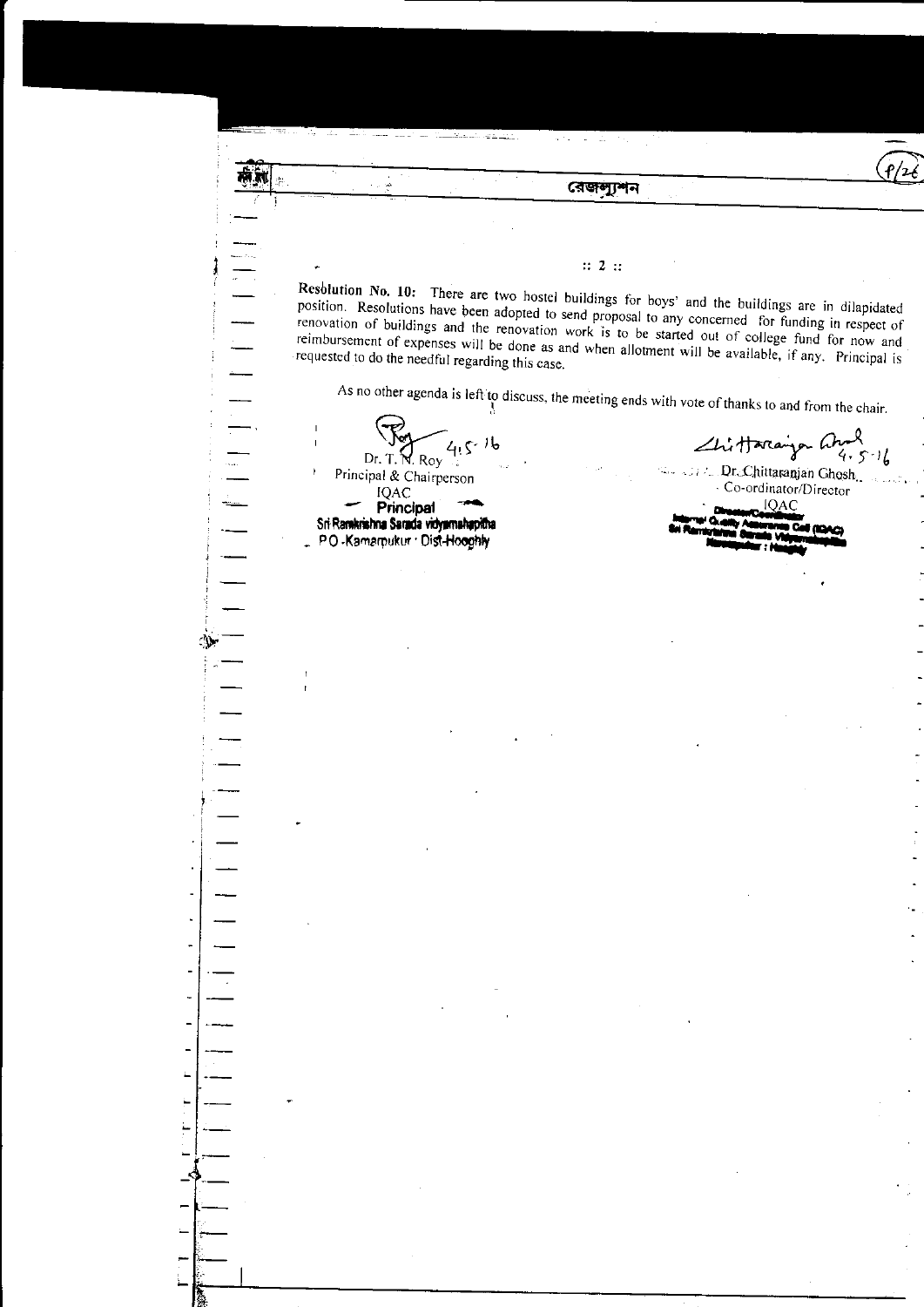রেজল্যুশন

:: 2 ::

**Resolution No. 10:** There are two hostel buildings for boys' and the buildings are in dilapidated position. Resolutions have been adopted to send proposal to any concerned for funding in respect of renovation of buildings and the renovation work is to be started out of college fund for now and reimbursement of expenses will be done as and when allotment will be available, if any. Principal is requested to do the needful regarding this case.

As no other agenda is left to discuss, the meeting ends with vote of thanks to and from the chair.

4.5.16
Dr. T. N. Roy
Principal & Chairperson
IQAC
Principal
Sri Ramkrishna Sarada vidyamahapitha
P.O.-Kamarpukur · Dist-Hooghly

4.5.16
Dr. Chittaranjan Ghosh
Co-ordinator/Director
IQAC
Director/Coordinator
Internal Quality Assurance Cell (IQAC)
Sri Ramkrishna Sarada Vidyamahapitha
Kamarpukur : Hooghly